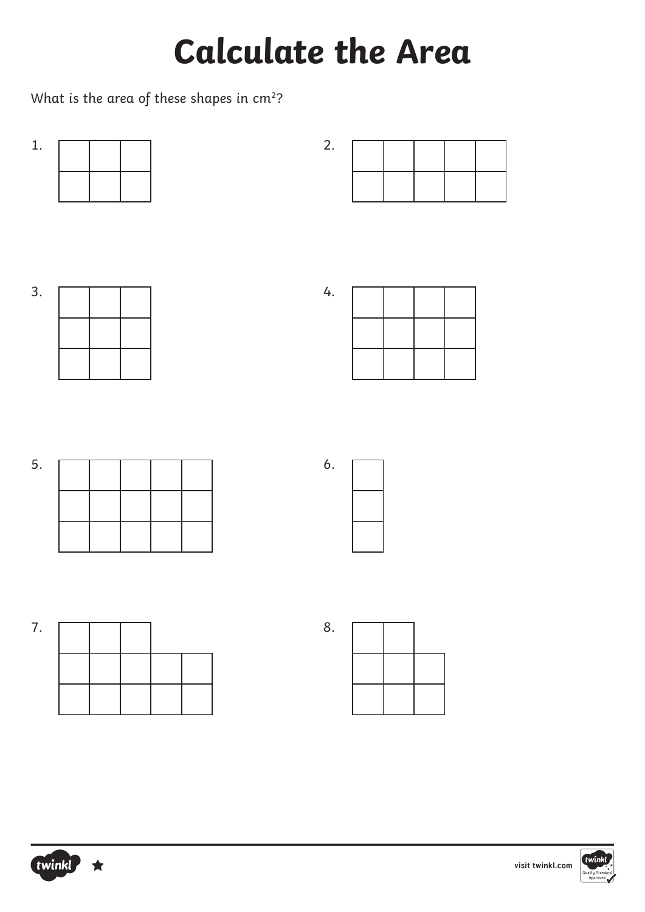# Calculate the Area

What is the area of these shapes in $cm^2$?

1.

2.

3.

4.

5.

6.

7.

8.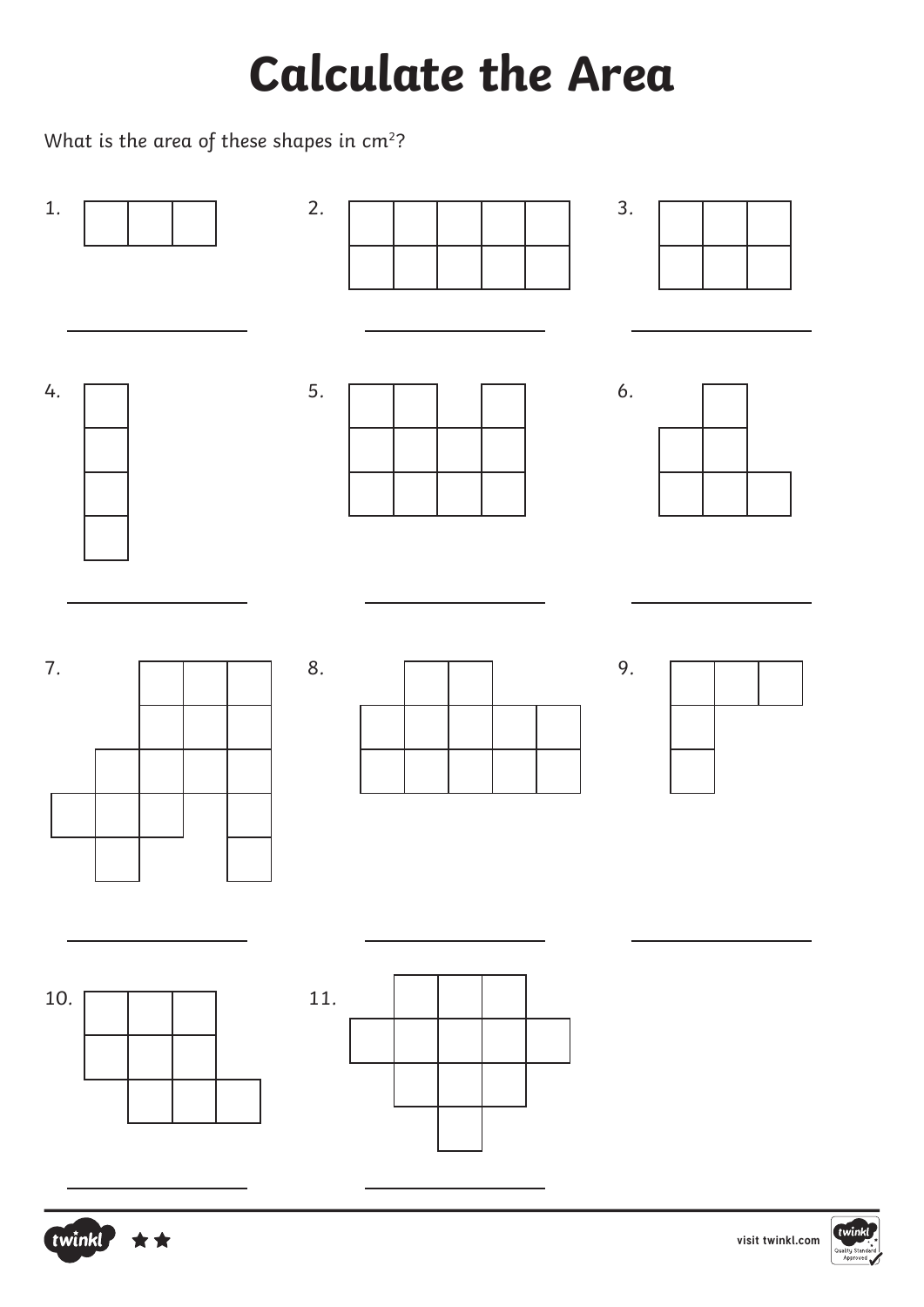# Calculate the Area

What is the area of these shapes in $cm^2$?

1. \_\_\_\_\_\_\_\_\_\_\_\_\_\_

2. \_\_\_\_\_\_\_\_\_\_\_\_\_\_

3. \_\_\_\_\_\_\_\_\_\_\_\_\_\_

4. \_\_\_\_\_\_\_\_\_\_\_\_\_\_

5. \_\_\_\_\_\_\_\_\_\_\_\_\_\_

6. \_\_\_\_\_\_\_\_\_\_\_\_\_\_

7. \_\_\_\_\_\_\_\_\_\_\_\_\_\_

8. \_\_\_\_\_\_\_\_\_\_\_\_\_\_

9. \_\_\_\_\_\_\_\_\_\_\_\_\_\_

10. \_\_\_\_\_\_\_\_\_\_\_\_\_\_

11. \_\_\_\_\_\_\_\_\_\_\_\_\_\_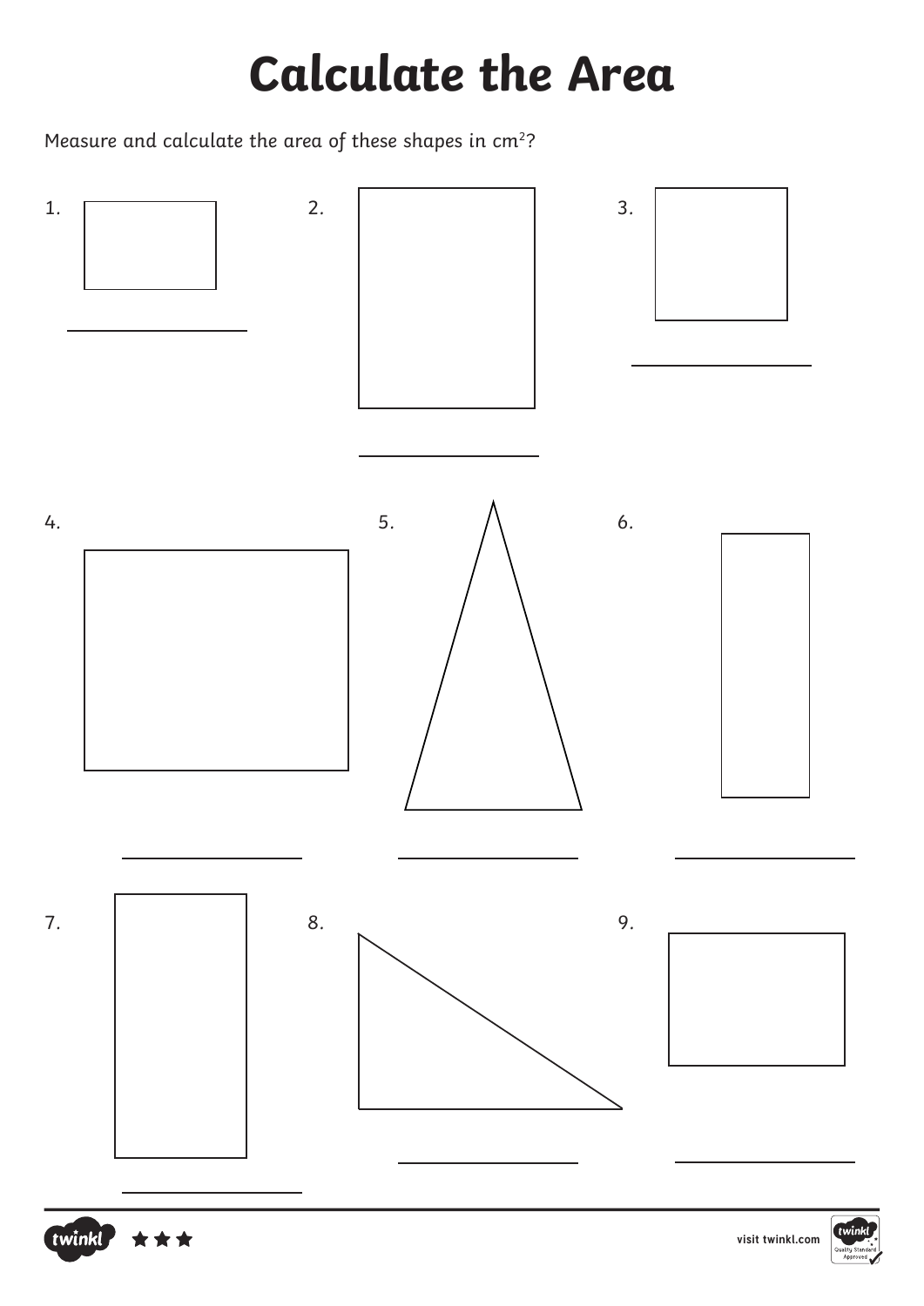# Calculate the Area

Measure and calculate the area of these shapes in $cm^2$?

1. \_\_\_\_\_\_\_\_\_\_\_\_\_\_\_\_

2. \_\_\_\_\_\_\_\_\_\_\_\_\_\_\_\_

3. \_\_\_\_\_\_\_\_\_\_\_\_\_\_\_\_

4. \_\_\_\_\_\_\_\_\_\_\_\_\_\_\_\_

5. \_\_\_\_\_\_\_\_\_\_\_\_\_\_\_\_

6. \_\_\_\_\_\_\_\_\_\_\_\_\_\_\_\_

7. \_\_\_\_\_\_\_\_\_\_\_\_\_\_\_\_

8. \_\_\_\_\_\_\_\_\_\_\_\_\_\_\_\_

9. \_\_\_\_\_\_\_\_\_\_\_\_\_\_\_\_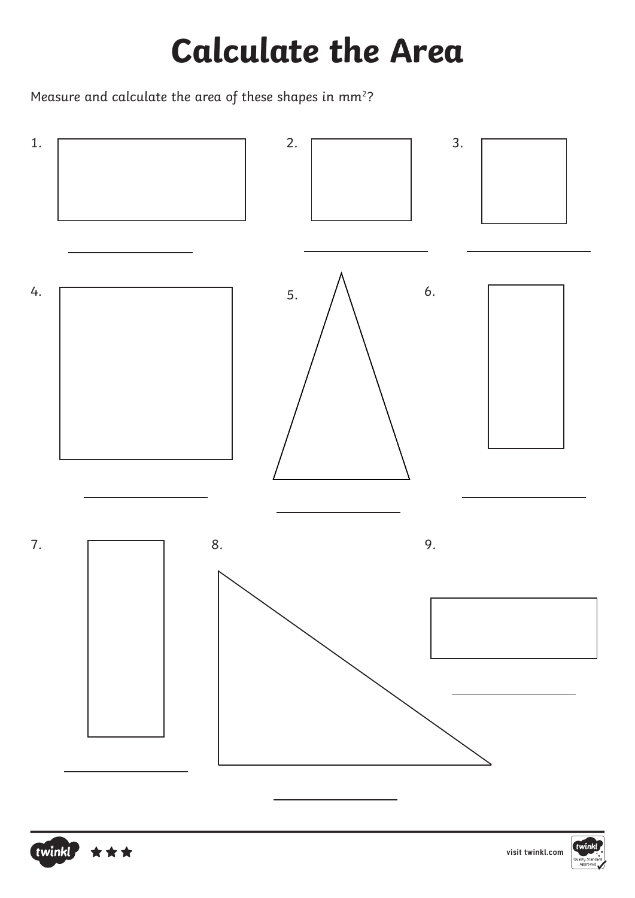# Calculate the Area

Measure and calculate the area of these shapes in $mm^2$?

1. ____________

2. ____________

3. ____________

4. ____________

5. ____________

6. ____________

7. ____________

8. ____________

9. ____________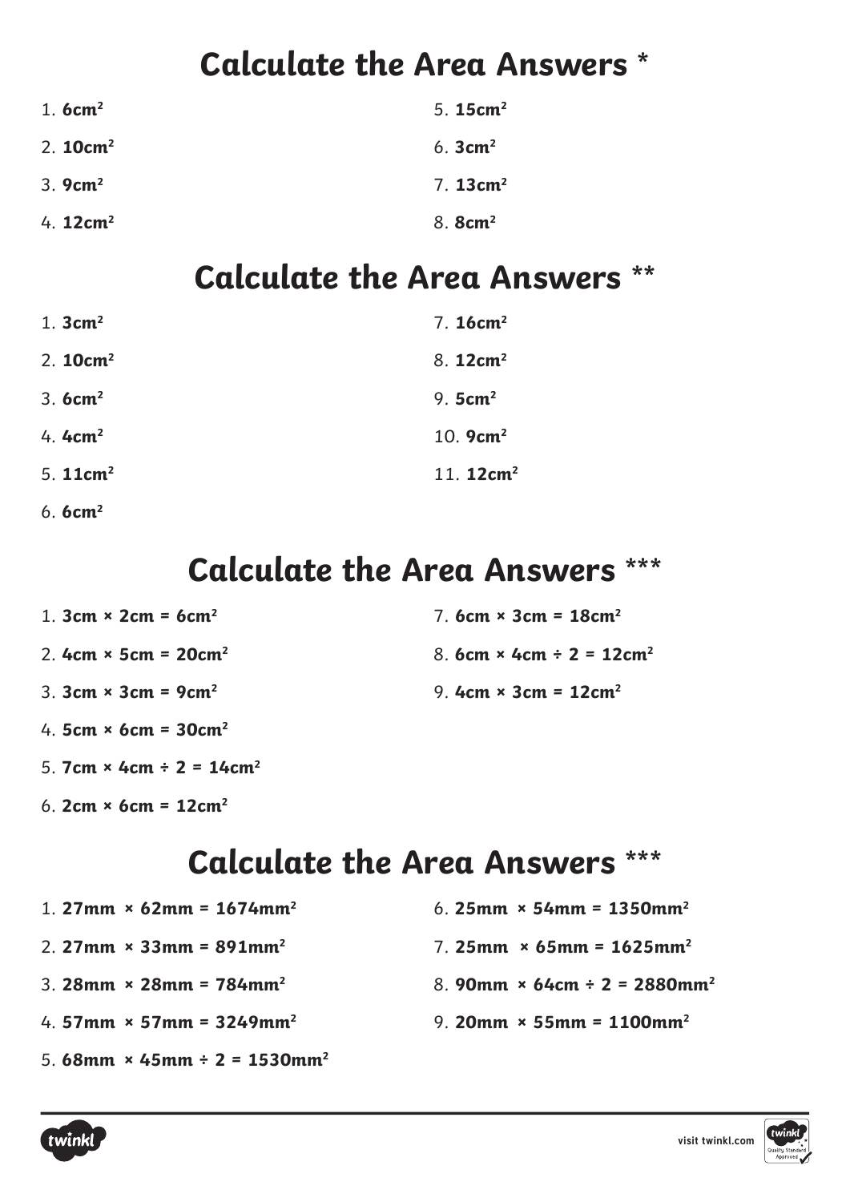# Calculate the Area Answers *

1. **$6cm^2$**
2. **$10cm^2$**
3. **$9cm^2$**
4. **$12cm^2$**
5. **$15cm^2$**
6. **$3cm^2$**
7. **$13cm^2$**
8. **$8cm^2$**

# Calculate the Area Answers **

1. **$3cm^2$**
2. **$10cm^2$**
3. **$6cm^2$**
4. **$4cm^2$**
5. **$11cm^2$**
6. **$6cm^2$**
7. **$16cm^2$**
8. **$12cm^2$**
9. **$5cm^2$**
10. **$9cm^2$**
11. **$12cm^2$**

# Calculate the Area Answers ***

1. **$3cm \times 2cm = 6cm^2$**
2. **$4cm \times 5cm = 20cm^2$**
3. **$3cm \times 3cm = 9cm^2$**
4. **$5cm \times 6cm = 30cm^2$**
5. **$7cm \times 4cm \div 2 = 14cm^2$**
6. **$2cm \times 6cm = 12cm^2$**
7. **$6cm \times 3cm = 18cm^2$**
8. **$6cm \times 4cm \div 2 = 12cm^2$**
9. **$4cm \times 3cm = 12cm^2$**

# Calculate the Area Answers ***

1. **$27mm \times 62mm = 1674mm^2$**
2. **$27mm \times 33mm = 891mm^2$**
3. **$28mm \times 28mm = 784mm^2$**
4. **$57mm \times 57mm = 3249mm^2$**
5. **$68mm \times 45mm \div 2 = 1530mm^2$**
6. **$25mm \times 54mm = 1350mm^2$**
7. **$25mm \times 65mm = 1625mm^2$**
8. **$90mm \times 64cm \div 2 = 2880mm^2$**
9. **$20mm \times 55mm = 1100mm^2$**